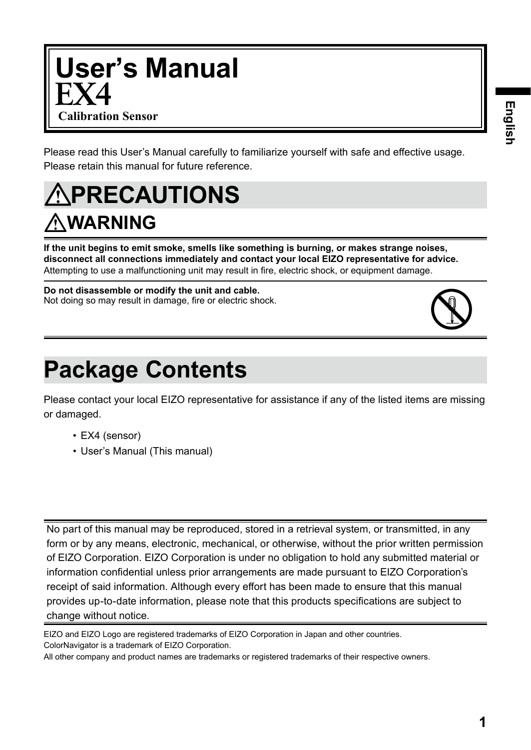# User's Manual

## EX4

**Calibration Sensor**

Please read this User's Manual carefully to familiarize yourself with safe and effective usage.
Please retain this manual for future reference.

# ⚠PRECAUTIONS

## ⚠WARNING

**If the unit begins to emit smoke, smells like something is burning, or makes strange noises, disconnect all connections immediately and contact your local EIZO representative for advice.**
Attempting to use a malfunctioning unit may result in fire, electric shock, or equipment damage.

**Do not disassemble or modify the unit and cable.**
Not doing so may result in damage, fire or electric shock.

# Package Contents

Please contact your local EIZO representative for assistance if any of the listed items are missing or damaged.

- EX4 (sensor)
- User's Manual (This manual)

No part of this manual may be reproduced, stored in a retrieval system, or transmitted, in any form or by any means, electronic, mechanical, or otherwise, without the prior written permission of EIZO Corporation. EIZO Corporation is under no obligation to hold any submitted material or information confidential unless prior arrangements are made pursuant to EIZO Corporation's receipt of said information. Although every effort has been made to ensure that this manual provides up-to-date information, please note that this products specifications are subject to change without notice.

EIZO and EIZO Logo are registered trademarks of EIZO Corporation in Japan and other countries.
ColorNavigator is a trademark of EIZO Corporation.
All other company and product names are trademarks or registered trademarks of their respective owners.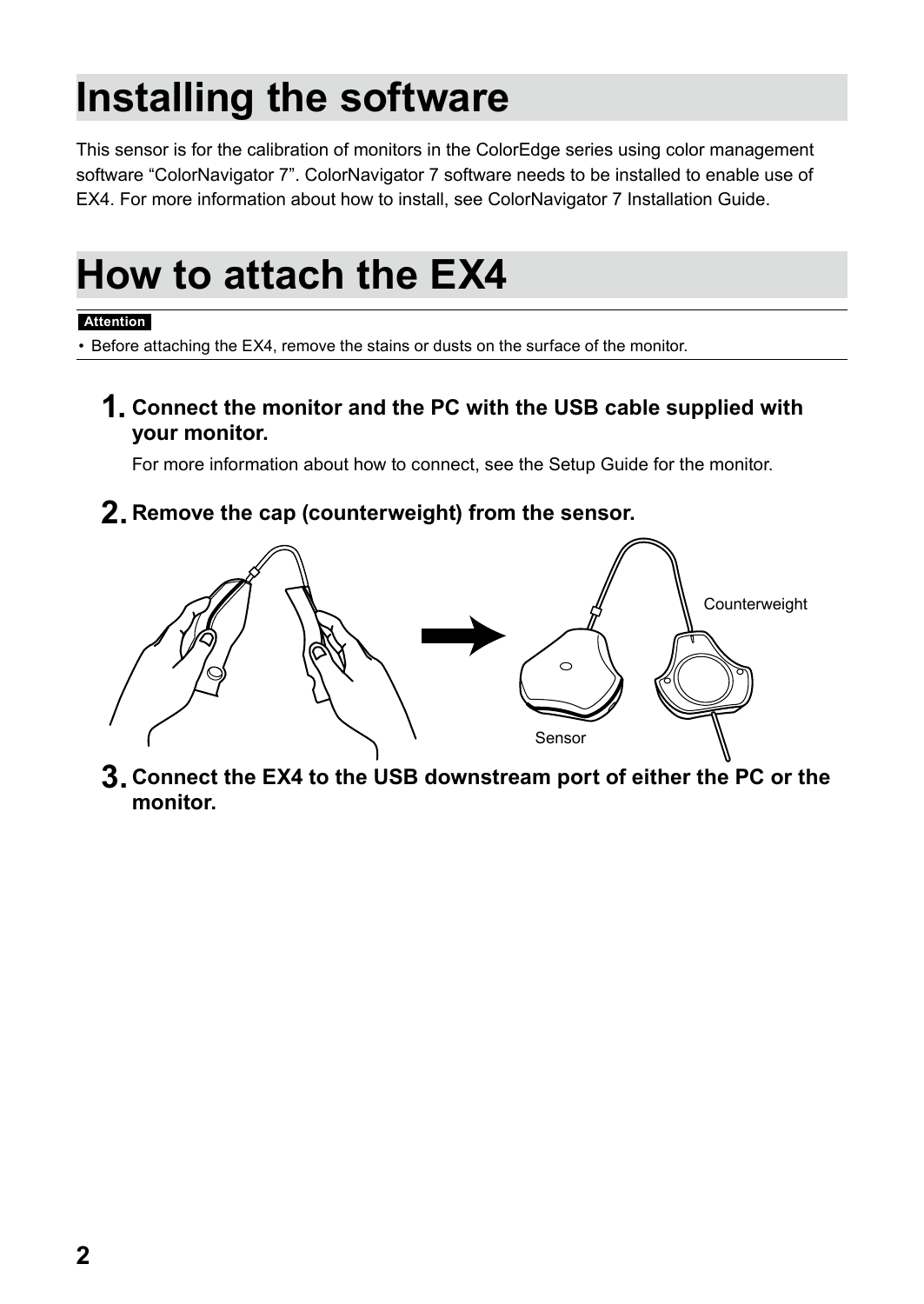# Installing the software

This sensor is for the calibration of monitors in the ColorEdge series using color management software “ColorNavigator 7”. ColorNavigator 7 software needs to be installed to enable use of EX4. For more information about how to install, see ColorNavigator 7 Installation Guide.

# How to attach the EX4

**Attention**

- Before attaching the EX4, remove the stains or dusts on the surface of the monitor.

1. **Connect the monitor and the PC with the USB cable supplied with your monitor.**

   For more information about how to connect, see the Setup Guide for the monitor.

2. **Remove the cap (counterweight) from the sensor.**

   Counterweight

   Sensor

3. **Connect the EX4 to the USB downstream port of either the PC or the monitor.**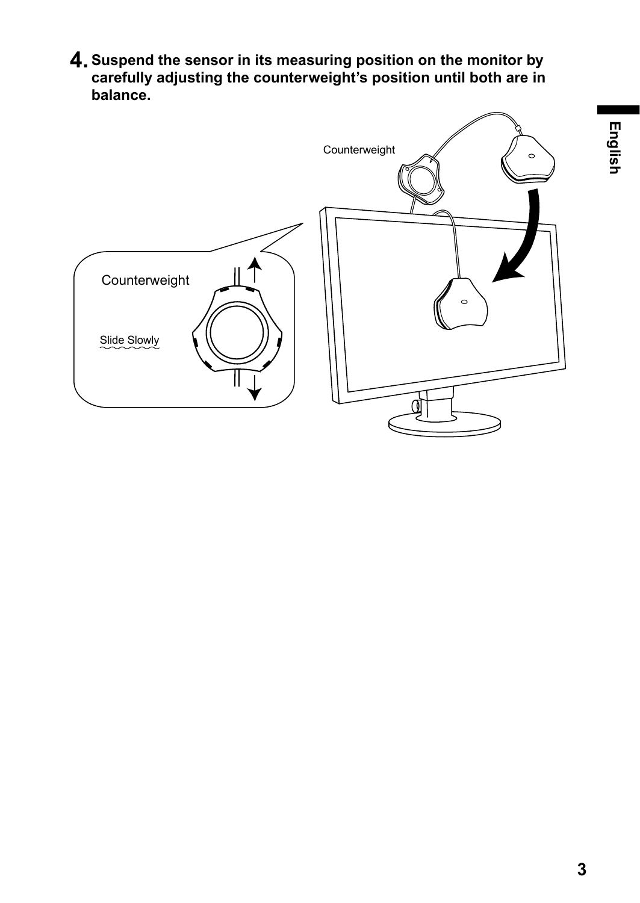**4.** **Suspend the sensor in its measuring position on the monitor by carefully adjusting the counterweight's position until both are in balance.**

Counterweight

Counterweight

Slide Slowly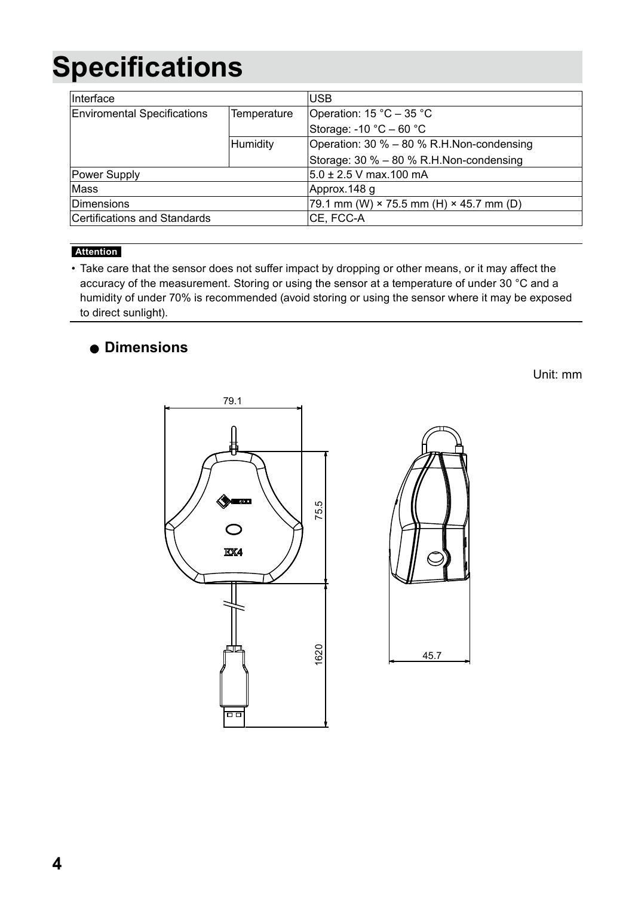# Specifications

| Interface | | USB |
|---|---|---|
| Enviromental Specifications | Temperature | Operation: 15 °C – 35 °C<br>Storage: -10 °C – 60 °C |
| | Humidity | Operation: 30 % – 80 % R.H.Non-condensing<br>Storage: 30 % – 80 % R.H.Non-condensing |
| Power Supply | | 5.0 ± 2.5 V max.100 mA |
| Mass | | Approx.148 g |
| Dimensions | | 79.1 mm (W) × 75.5 mm (H) × 45.7 mm (D) |
| Certifications and Standards | | CE, FCC-A |

**Attention**

- Take care that the sensor does not suffer impact by dropping or other means, or it may affect the accuracy of the measurement. Storing or using the sensor at a temperature of under 30 °C and a humidity of under 70% is recommended (avoid storing or using the sensor where it may be exposed to direct sunlight).

## ● Dimensions

Unit: mm

79.1

75.5

1620

45.7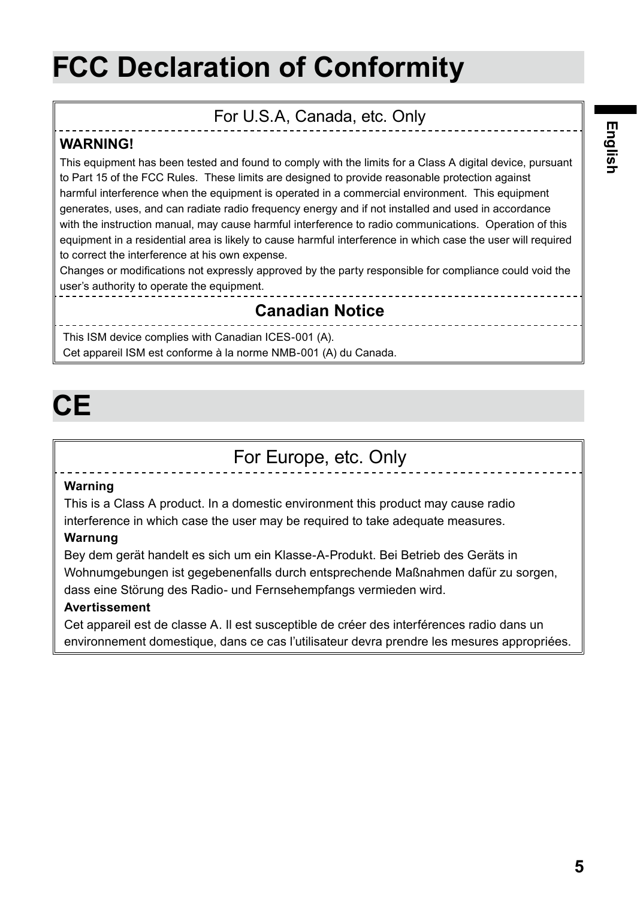# FCC Declaration of Conformity

For U.S.A, Canada, etc. Only

**WARNING!**

This equipment has been tested and found to comply with the limits for a Class A digital device, pursuant to Part 15 of the FCC Rules. These limits are designed to provide reasonable protection against harmful interference when the equipment is operated in a commercial environment. This equipment generates, uses, and can radiate radio frequency energy and if not installed and used in accordance with the instruction manual, may cause harmful interference to radio communications. Operation of this equipment in a residential area is likely to cause harmful interference in which case the user will required to correct the interference at his own expense.

Changes or modifications not expressly approved by the party responsible for compliance could void the user's authority to operate the equipment.

**Canadian Notice**

This ISM device complies with Canadian ICES-001 (A).
Cet appareil ISM est conforme à la norme NMB-001 (A) du Canada.

# CE

For Europe, etc. Only

**Warning**

This is a Class A product. In a domestic environment this product may cause radio interference in which case the user may be required to take adequate measures.

**Warnung**

Bey dem gerät handelt es sich um ein Klasse-A-Produkt. Bei Betrieb des Geräts in Wohnumgebungen ist gegebenenfalls durch entsprechende Maßnahmen dafür zu sorgen, dass eine Störung des Radio- und Fernsehempfangs vermieden wird.

**Avertissement**

Cet appareil est de classe A. Il est susceptible de créer des interférences radio dans un environnement domestique, dans ce cas l'utilisateur devra prendre les mesures appropriées.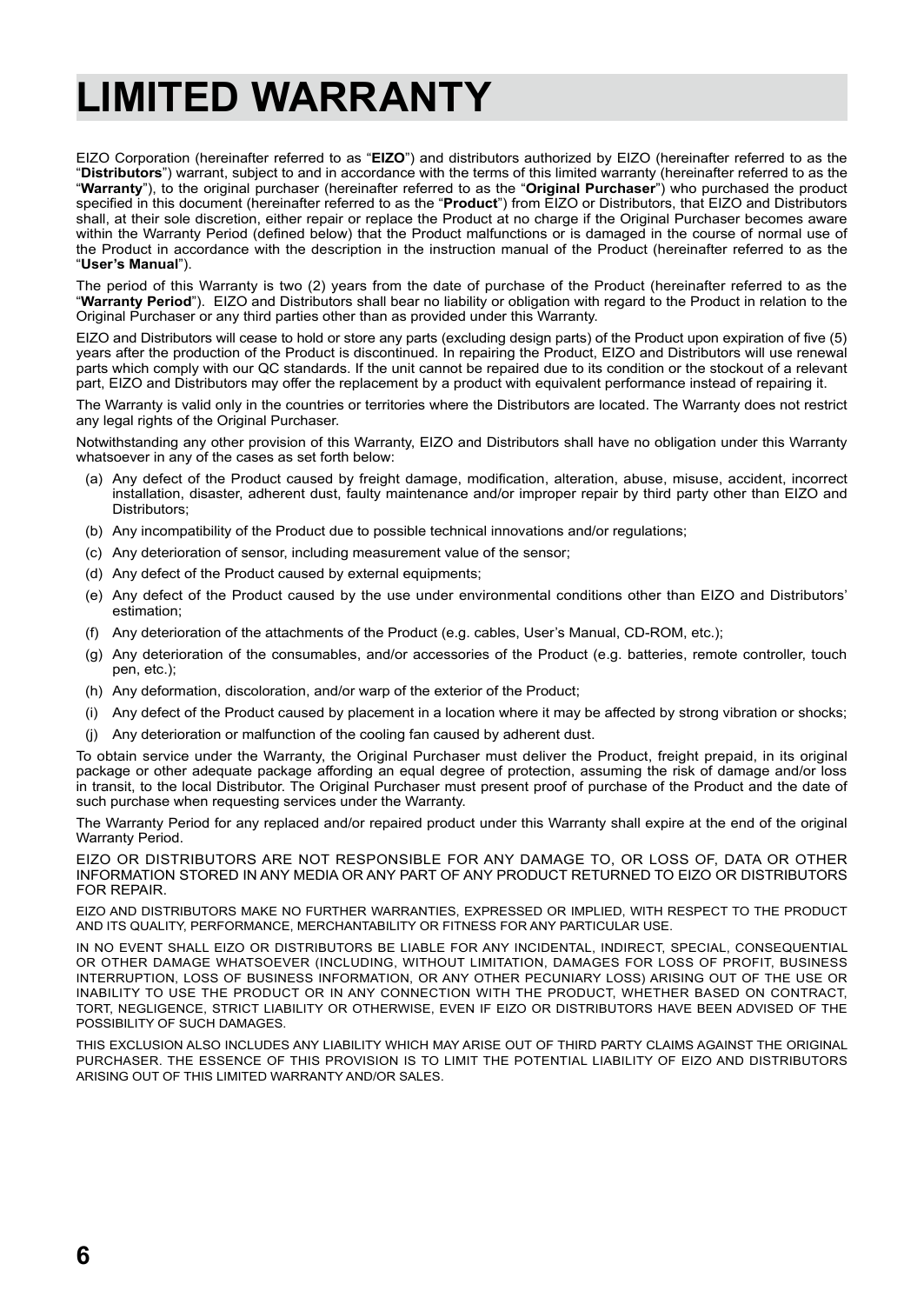# LIMITED WARRANTY

EIZO Corporation (hereinafter referred to as "**EIZO**") and distributors authorized by EIZO (hereinafter referred to as the "**Distributors**") warrant, subject to and in accordance with the terms of this limited warranty (hereinafter referred to as the "**Warranty**"), to the original purchaser (hereinafter referred to as the "**Original Purchaser**") who purchased the product specified in this document (hereinafter referred to as the "**Product**") from EIZO or Distributors, that EIZO and Distributors shall, at their sole discretion, either repair or replace the Product at no charge if the Original Purchaser becomes aware within the Warranty Period (defined below) that the Product malfunctions or is damaged in the course of normal use of the Product in accordance with the description in the instruction manual of the Product (hereinafter referred to as the "**User's Manual**").

The period of this Warranty is two (2) years from the date of purchase of the Product (hereinafter referred to as the "**Warranty Period**"). EIZO and Distributors shall bear no liability or obligation with regard to the Product in relation to the Original Purchaser or any third parties other than as provided under this Warranty.

EIZO and Distributors will cease to hold or store any parts (excluding design parts) of the Product upon expiration of five (5) years after the production of the Product is discontinued. In repairing the Product, EIZO and Distributors will use renewal parts which comply with our QC standards. If the unit cannot be repaired due to its condition or the stockout of a relevant part, EIZO and Distributors may offer the replacement by a product with equivalent performance instead of repairing it.

The Warranty is valid only in the countries or territories where the Distributors are located. The Warranty does not restrict any legal rights of the Original Purchaser.

Notwithstanding any other provision of this Warranty, EIZO and Distributors shall have no obligation under this Warranty whatsoever in any of the cases as set forth below:

(a) Any defect of the Product caused by freight damage, modification, alteration, abuse, misuse, accident, incorrect installation, disaster, adherent dust, faulty maintenance and/or improper repair by third party other than EIZO and Distributors;

(b) Any incompatibility of the Product due to possible technical innovations and/or regulations;

(c) Any deterioration of sensor, including measurement value of the sensor;

(d) Any defect of the Product caused by external equipments;

(e) Any defect of the Product caused by the use under environmental conditions other than EIZO and Distributors' estimation;

(f) Any deterioration of the attachments of the Product (e.g. cables, User's Manual, CD-ROM, etc.);

(g) Any deterioration of the consumables, and/or accessories of the Product (e.g. batteries, remote controller, touch pen, etc.);

(h) Any deformation, discoloration, and/or warp of the exterior of the Product;

(i) Any defect of the Product caused by placement in a location where it may be affected by strong vibration or shocks;

(j) Any deterioration or malfunction of the cooling fan caused by adherent dust.

To obtain service under the Warranty, the Original Purchaser must deliver the Product, freight prepaid, in its original package or other adequate package affording an equal degree of protection, assuming the risk of damage and/or loss in transit, to the local Distributor. The Original Purchaser must present proof of purchase of the Product and the date of such purchase when requesting services under the Warranty.

The Warranty Period for any replaced and/or repaired product under this Warranty shall expire at the end of the original Warranty Period.

EIZO OR DISTRIBUTORS ARE NOT RESPONSIBLE FOR ANY DAMAGE TO, OR LOSS OF, DATA OR OTHER INFORMATION STORED IN ANY MEDIA OR ANY PART OF ANY PRODUCT RETURNED TO EIZO OR DISTRIBUTORS FOR REPAIR.

EIZO AND DISTRIBUTORS MAKE NO FURTHER WARRANTIES, EXPRESSED OR IMPLIED, WITH RESPECT TO THE PRODUCT AND ITS QUALITY, PERFORMANCE, MERCHANTABILITY OR FITNESS FOR ANY PARTICULAR USE.

IN NO EVENT SHALL EIZO OR DISTRIBUTORS BE LIABLE FOR ANY INCIDENTAL, INDIRECT, SPECIAL, CONSEQUENTIAL OR OTHER DAMAGE WHATSOEVER (INCLUDING, WITHOUT LIMITATION, DAMAGES FOR LOSS OF PROFIT, BUSINESS INTERRUPTION, LOSS OF BUSINESS INFORMATION, OR ANY OTHER PECUNIARY LOSS) ARISING OUT OF THE USE OR INABILITY TO USE THE PRODUCT OR IN ANY CONNECTION WITH THE PRODUCT, WHETHER BASED ON CONTRACT, TORT, NEGLIGENCE, STRICT LIABILITY OR OTHERWISE, EVEN IF EIZO OR DISTRIBUTORS HAVE BEEN ADVISED OF THE POSSIBILITY OF SUCH DAMAGES.

THIS EXCLUSION ALSO INCLUDES ANY LIABILITY WHICH MAY ARISE OUT OF THIRD PARTY CLAIMS AGAINST THE ORIGINAL PURCHASER. THE ESSENCE OF THIS PROVISION IS TO LIMIT THE POTENTIAL LIABILITY OF EIZO AND DISTRIBUTORS ARISING OUT OF THIS LIMITED WARRANTY AND/OR SALES.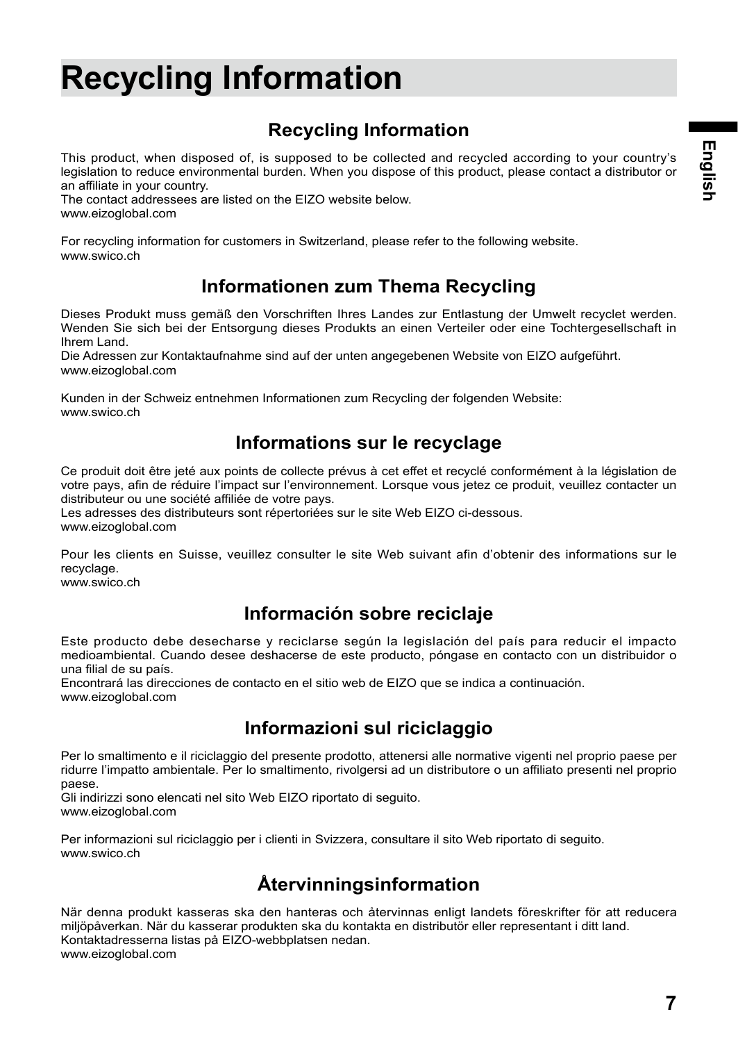# Recycling Information

## Recycling Information

This product, when disposed of, is supposed to be collected and recycled according to your country's legislation to reduce environmental burden. When you dispose of this product, please contact a distributor or an affiliate in your country.
The contact addressees are listed on the EIZO website below.
www.eizoglobal.com

For recycling information for customers in Switzerland, please refer to the following website.
www.swico.ch

## Informationen zum Thema Recycling

Dieses Produkt muss gemäß den Vorschriften Ihres Landes zur Entlastung der Umwelt recyclet werden. Wenden Sie sich bei der Entsorgung dieses Produkts an einen Verteiler oder eine Tochtergesellschaft in Ihrem Land.
Die Adressen zur Kontaktaufnahme sind auf der unten angegebenen Website von EIZO aufgeführt.
www.eizoglobal.com

Kunden in der Schweiz entnehmen Informationen zum Recycling der folgenden Website:
www.swico.ch

## Informations sur le recyclage

Ce produit doit être jeté aux points de collecte prévus à cet effet et recyclé conformément à la législation de votre pays, afin de réduire l'impact sur l'environnement. Lorsque vous jetez ce produit, veuillez contacter un distributeur ou une société affiliée de votre pays.
Les adresses des distributeurs sont répertoriées sur le site Web EIZO ci-dessous.
www.eizoglobal.com

Pour les clients en Suisse, veuillez consulter le site Web suivant afin d'obtenir des informations sur le recyclage.
www.swico.ch

## Información sobre reciclaje

Este producto debe desecharse y reciclarse según la legislación del país para reducir el impacto medioambiental. Cuando desee deshacerse de este producto, póngase en contacto con un distribuidor o una filial de su país.
Encontrará las direcciones de contacto en el sitio web de EIZO que se indica a continuación.
www.eizoglobal.com

## Informazioni sul riciclaggio

Per lo smaltimento e il riciclaggio del presente prodotto, attenersi alle normative vigenti nel proprio paese per ridurre l'impatto ambientale. Per lo smaltimento, rivolgersi ad un distributore o un affiliato presenti nel proprio paese.
Gli indirizzi sono elencati nel sito Web EIZO riportato di seguito.
www.eizoglobal.com

Per informazioni sul riciclaggio per i clienti in Svizzera, consultare il sito Web riportato di seguito.
www.swico.ch

## Återvinningsinformation

När denna produkt kasseras ska den hanteras och återvinnas enligt landets föreskrifter för att reducera miljöpåverkan. När du kasserar produkten ska du kontakta en distributör eller representant i ditt land.
Kontaktadresserna listas på EIZO-webbplatsen nedan.
www.eizoglobal.com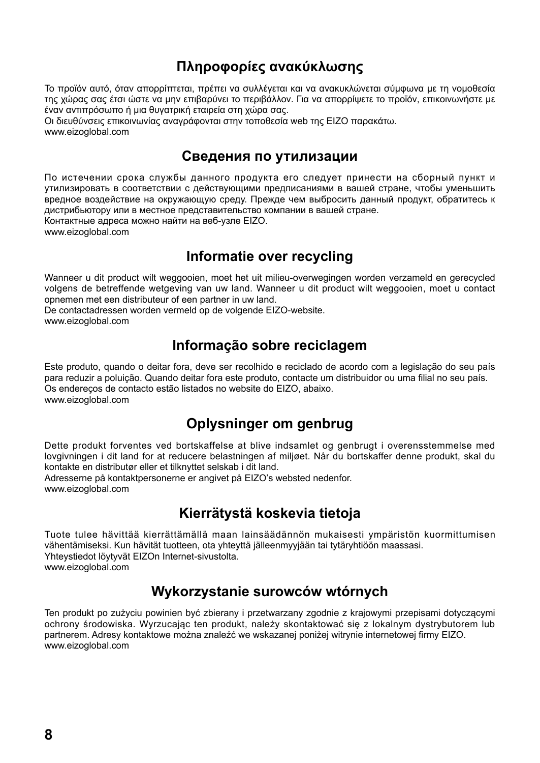## Πληροφορίες ανακύκλωσης

Το προϊόν αυτό, όταν απορρίπτεται, πρέπει να συλλέγεται και να ανακυκλώνεται σύμφωνα με τη νομοθεσία της χώρας σας έτσι ώστε να μην επιβαρύνει το περιβάλλον. Για να απορρίψετε το προϊόν, επικοινωνήστε με έναν αντιπρόσωπο ή μια θυγατρική εταιρεία στη χώρα σας.
Οι διευθύνσεις επικοινωνίας αναγράφονται στην τοποθεσία web της EIZO παρακάτω.
www.eizoglobal.com

## Сведения по утилизации

По истечении срока службы данного продукта его следует принести на сборный пункт и утилизировать в соответствии с действующими предписаниями в вашей стране, чтобы уменьшить вредное воздействие на окружающую среду. Прежде чем выбросить данный продукт, обратитесь к дистрибьютору или в местное представительство компании в вашей стране.
Контактные адреса можно найти на веб-узле EIZO.
www.eizoglobal.com

## Informatie over recycling

Wanneer u dit product wilt weggooien, moet het uit milieu-overwegingen worden verzameld en gerecycled volgens de betreffende wetgeving van uw land. Wanneer u dit product wilt weggooien, moet u contact opnemen met een distributeur of een partner in uw land.
De contactadressen worden vermeld op de volgende EIZO-website.
www.eizoglobal.com

## Informação sobre reciclagem

Este produto, quando o deitar fora, deve ser recolhido e reciclado de acordo com a legislação do seu país para reduzir a poluição. Quando deitar fora este produto, contacte um distribuidor ou uma filial no seu país.
Os endereços de contacto estão listados no website do EIZO, abaixo.
www.eizoglobal.com

## Oplysninger om genbrug

Dette produkt forventes ved bortskaffelse at blive indsamlet og genbrugt i overensstemmelse med lovgivningen i dit land for at reducere belastningen af miljøet. Når du bortskaffer denne produkt, skal du kontakte en distributør eller et tilknyttet selskab i dit land.
Adresserne på kontaktpersonerne er angivet på EIZO's websted nedenfor.
www.eizoglobal.com

## Kierrätystä koskevia tietoja

Tuote tulee hävittää kierrättämällä maan lainsäädännön mukaisesti ympäristön kuormittumisen vähentämiseksi. Kun hävität tuotteen, ota yhteyttä jälleenmyyjään tai tytäryhtiöön maassasi.
Yhteystiedot löytyvät EIZOn Internet-sivustolta.
www.eizoglobal.com

## Wykorzystanie surowców wtórnych

Ten produkt po zużyciu powinien być zbierany i przetwarzany zgodnie z krajowymi przepisami dotyczącymi ochrony środowiska. Wyrzucając ten produkt, należy skontaktować się z lokalnym dystrybutorem lub partnerem. Adresy kontaktowe można znaleźć we wskazanej poniżej witrynie internetowej firmy EIZO.
www.eizoglobal.com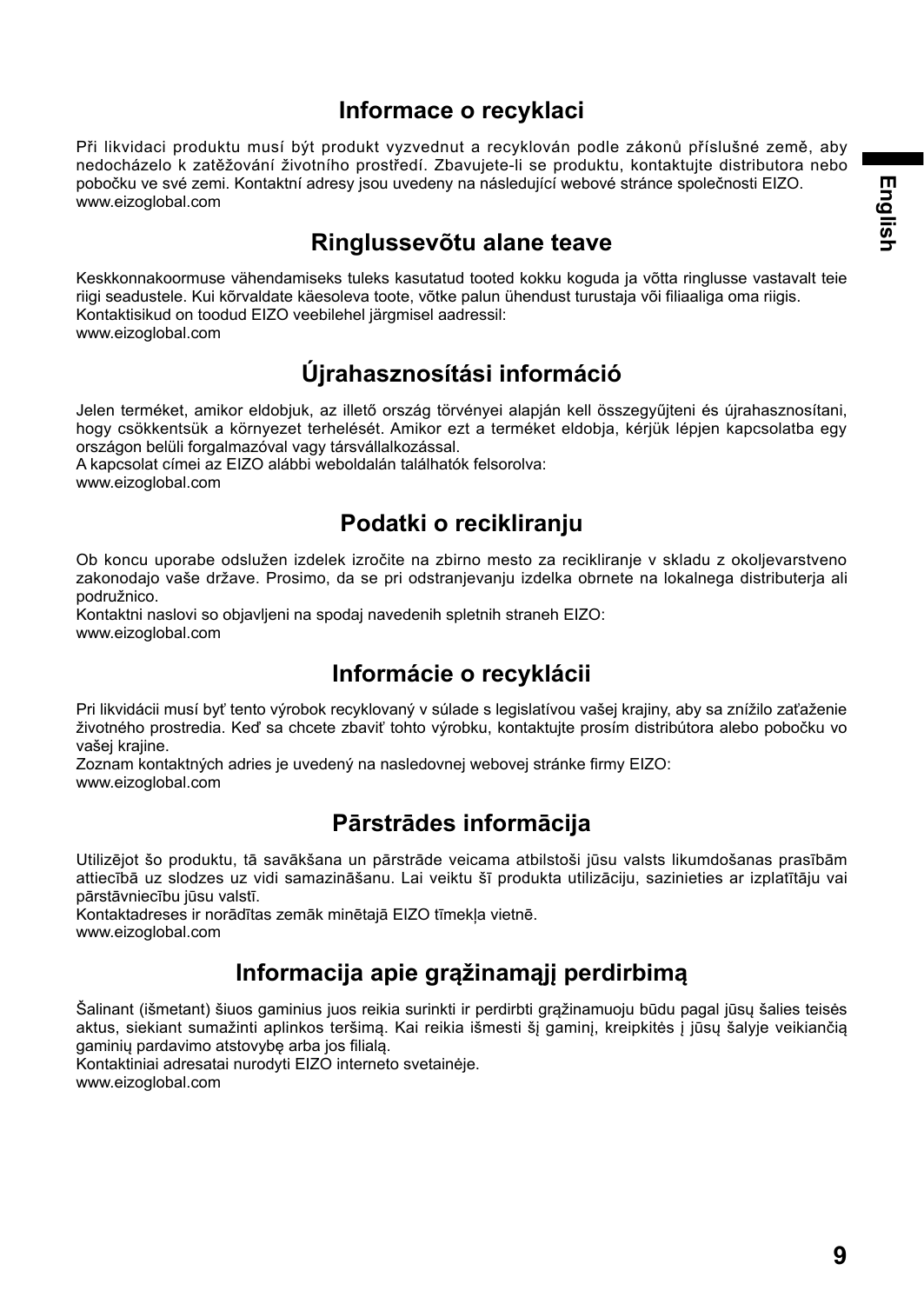## Informace o recyklaci

Při likvidaci produktu musí být produkt vyzvednut a recyklován podle zákonů příslušné země, aby nedocházelo k zatěžování životního prostředí. Zbavujete-li se produktu, kontaktujte distributora nebo pobočku ve své zemi. Kontaktní adresy jsou uvedeny na následující webové stránce společnosti EIZO.
www.eizoglobal.com

## Ringlussevõtu alane teave

Keskkonnakoormuse vähendamiseks tuleks kasutatud tooted kokku koguda ja võtta ringlusse vastavalt teie riigi seadustele. Kui kõrvaldate käesoleva toote, võtke palun ühendust turustaja või filiaaliga oma riigis.
Kontaktisikud on toodud EIZO veebilehel järgmisel aadressil:
www.eizoglobal.com

## Újrahasznosítási információ

Jelen terméket, amikor eldobjuk, az illető ország törvényei alapján kell összegyűjteni és újrahasznosítani, hogy csökkentsük a környezet terhelését. Amikor ezt a terméket eldobja, kérjük lépjen kapcsolatba egy országon belüli forgalmazóval vagy társvállalkozással.
A kapcsolat címei az EIZO alábbi weboldalán találhatók felsorolva:
www.eizoglobal.com

## Podatki o recikliranju

Ob koncu uporabe odslužen izdelek izročite na zbirno mesto za recikliranje v skladu z okoljevarstveno zakonodajo vaše države. Prosimo, da se pri odstranjevanju izdelka obrnete na lokalnega distributerja ali podružnico.
Kontaktni naslovi so objavljeni na spodaj navedenih spletnih straneh EIZO:
www.eizoglobal.com

## Informácie o recyklácii

Pri likvidácii musí byť tento výrobok recyklovaný v súlade s legislatívou vašej krajiny, aby sa znížilo zaťaženie životného prostredia. Keď sa chcete zbaviť tohto výrobku, kontaktujte prosím distribútora alebo pobočku vo vašej krajine.
Zoznam kontaktných adries je uvedený na nasledovnej webovej stránke firmy EIZO:
www.eizoglobal.com

## Pārstrādes informācija

Utilizējot šo produktu, tā savākšana un pārstrāde veicama atbilstoši jūsu valsts likumdošanas prasībām attiecībā uz slodzes uz vidi samazināšanu. Lai veiktu šī produkta utilizāciju, sazinieties ar izplatītāju vai pārstāvniecību jūsu valstī.
Kontaktadreses ir norādītas zemāk minētajā EIZO tīmekļa vietnē.
www.eizoglobal.com

## Informacija apie grąžinamąjį perdirbimą

Šalinant (išmetant) šiuos gaminius juos reikia surinkti ir perdirbti grąžinamuoju būdu pagal jūsų šalies teisės aktus, siekiant sumažinti aplinkos teršimą. Kai reikia išmesti šį gaminį, kreipkitės į jūsų šalyje veikiančią gaminių pardavimo atstovybę arba jos filialą.
Kontaktiniai adresatai nurodyti EIZO interneto svetainėje.
www.eizoglobal.com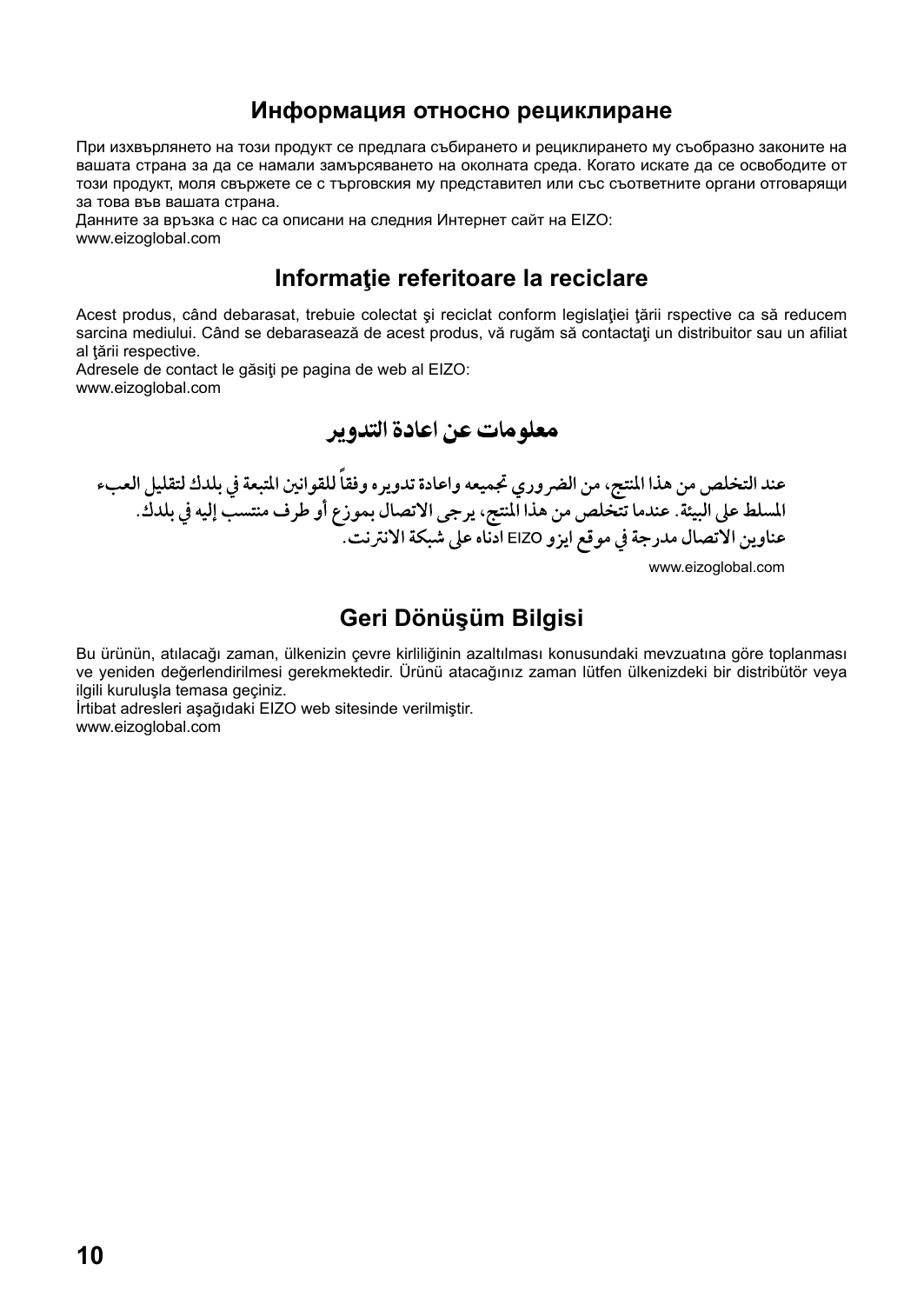## Информация относно рециклиране

При изхвърлянето на този продукт се предлага събирането и рециклирането му съобразно законите на вашата страна за да се намали замърсяването на околната среда. Когато искате да се освободите от този продукт, моля свържете се с търговския му представител или със съответните органи отговарящи за това във вашата страна.
Данните за връзка с нас са описани на следния Интернет сайт на EIZO:
www.eizoglobal.com

## Informaţie referitoare la reciclare

Acest produs, când debarasat, trebuie colectat şi reciclat conform legislaţiei ţării rspective ca să reducem sarcina mediului. Când se debarasează de acest produs, vă rugăm să contactaţi un distribuitor sau un afiliat al ţării respective.
Adresele de contact le găsiţi pe pagina de web al EIZO:
www.eizoglobal.com

## معلومات عن اعادة التدوير

عند التخلص من هذا المنتج، من الضروري تجميعه واعادة تدويره وفقاً للقوانين المتبعة في بلدك لتقليل العبء المسلط على البيئة. عندما تتخلص من هذا المنتج، يرجى الاتصال بموزع أو طرف منتسب إليه في بلدك.
عناوين الاتصال مدرجة في موقع ايزو EIZO ادناه على شبكة الانترنت.
www.eizoglobal.com

## Geri Dönüşüm Bilgisi

Bu ürünün, atılacağı zaman, ülkenizin çevre kirliliğinin azaltılması konusundaki mevzuatına göre toplanması ve yeniden değerlendirilmesi gerekmektedir. Ürünü atacağınız zaman lütfen ülkenizdeki bir distribütör veya ilgili kuruluşla temasa geçiniz.
İrtibat adresleri aşağıdaki EIZO web sitesinde verilmiştir.
www.eizoglobal.com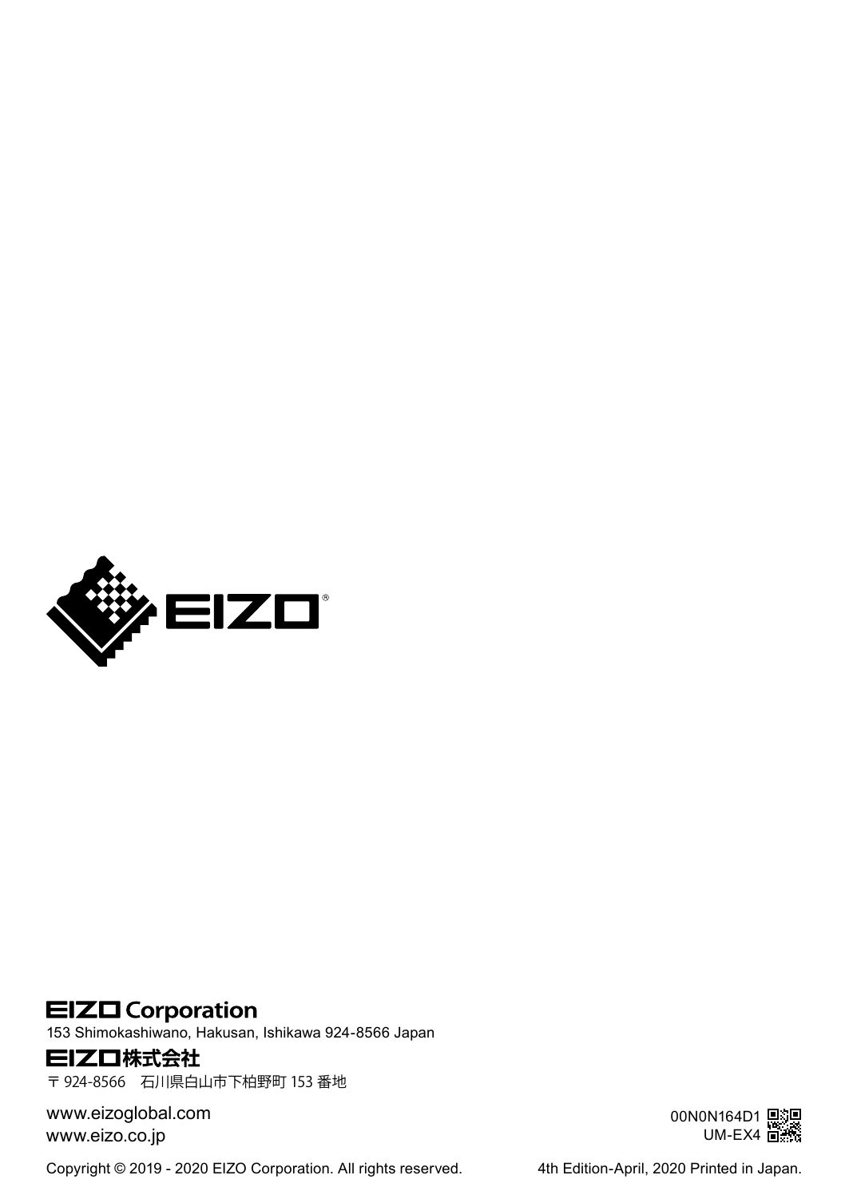**EIZO Corporation**

153 Shimokashiwano, Hakusan, Ishikawa 924-8566 Japan

**EIZO株式会社**

〒924-8566　石川県白山市下柏野町 153 番地

www.eizoglobal.com
www.eizo.co.jp

00N0N164D1
UM-EX4

Copyright © 2019 - 2020 EIZO Corporation. All rights reserved.

4th Edition-April, 2020 Printed in Japan.